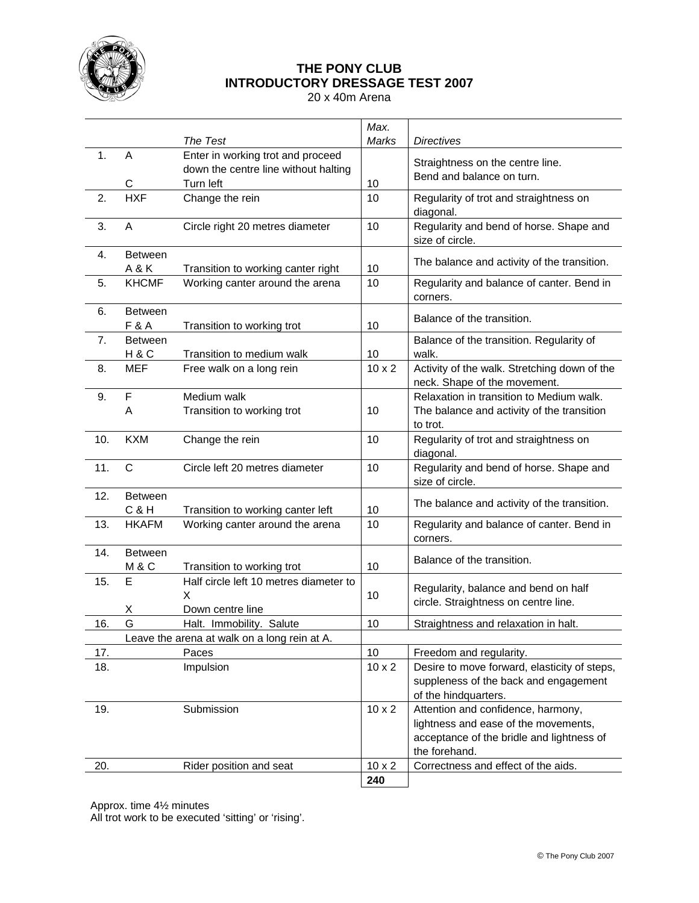# THE PONY CLUB
## INTRODUCTORY DRESSAGE TEST 2007
20 x 40m Arena

| | | *The Test* | *Max. Marks* | *Directives* |
|---|---|---|---|---|
| 1. | A<br>C | Enter in working trot and proceed down the centre line without halting<br>Turn left | 10 | Straightness on the centre line.<br>Bend and balance on turn. |
| 2. | HXF | Change the rein | 10 | Regularity of trot and straightness on diagonal. |
| 3. | A | Circle right 20 metres diameter | 10 | Regularity and bend of horse. Shape and size of circle. |
| 4. | Between A & K | Transition to working canter right | 10 | The balance and activity of the transition. |
| 5. | KHCMF | Working canter around the arena | 10 | Regularity and balance of canter. Bend in corners. |
| 6. | Between F & A | Transition to working trot | 10 | Balance of the transition. |
| 7. | Between H & C | Transition to medium walk | 10 | Balance of the transition. Regularity of walk. |
| 8. | MEF | Free walk on a long rein | 10 x 2 | Activity of the walk. Stretching down of the neck. Shape of the movement. |
| 9. | F<br>A | Medium walk<br>Transition to working trot | 10 | Relaxation in transition to Medium walk. The balance and activity of the transition to trot. |
| 10. | KXM | Change the rein | 10 | Regularity of trot and straightness on diagonal. |
| 11. | C | Circle left 20 metres diameter | 10 | Regularity and bend of horse. Shape and size of circle. |
| 12. | Between C & H | Transition to working canter left | 10 | The balance and activity of the transition. |
| 13. | HKAFM | Working canter around the arena | 10 | Regularity and balance of canter. Bend in corners. |
| 14. | Between M & C | Transition to working trot | 10 | Balance of the transition. |
| 15. | E<br>X | Half circle left 10 metres diameter to X<br>Down centre line | 10 | Regularity, balance and bend on half circle. Straightness on centre line. |
| 16. | G | Halt. Immobility. Salute | 10 | Straightness and relaxation in halt. |
| | Leave the arena at walk on a long rein at A. | | | |
| 17. | | Paces | 10 | Freedom and regularity. |
| 18. | | Impulsion | 10 x 2 | Desire to move forward, elasticity of steps, suppleness of the back and engagement of the hindquarters. |
| 19. | | Submission | 10 x 2 | Attention and confidence, harmony, lightness and ease of the movements, acceptance of the bridle and lightness of the forehand. |
| 20. | | Rider position and seat | 10 x 2 | Correctness and effect of the aids. |
| | | | **240** | |

Approx. time 4½ minutes
All trot work to be executed 'sitting' or 'rising'.

© The Pony Club 2007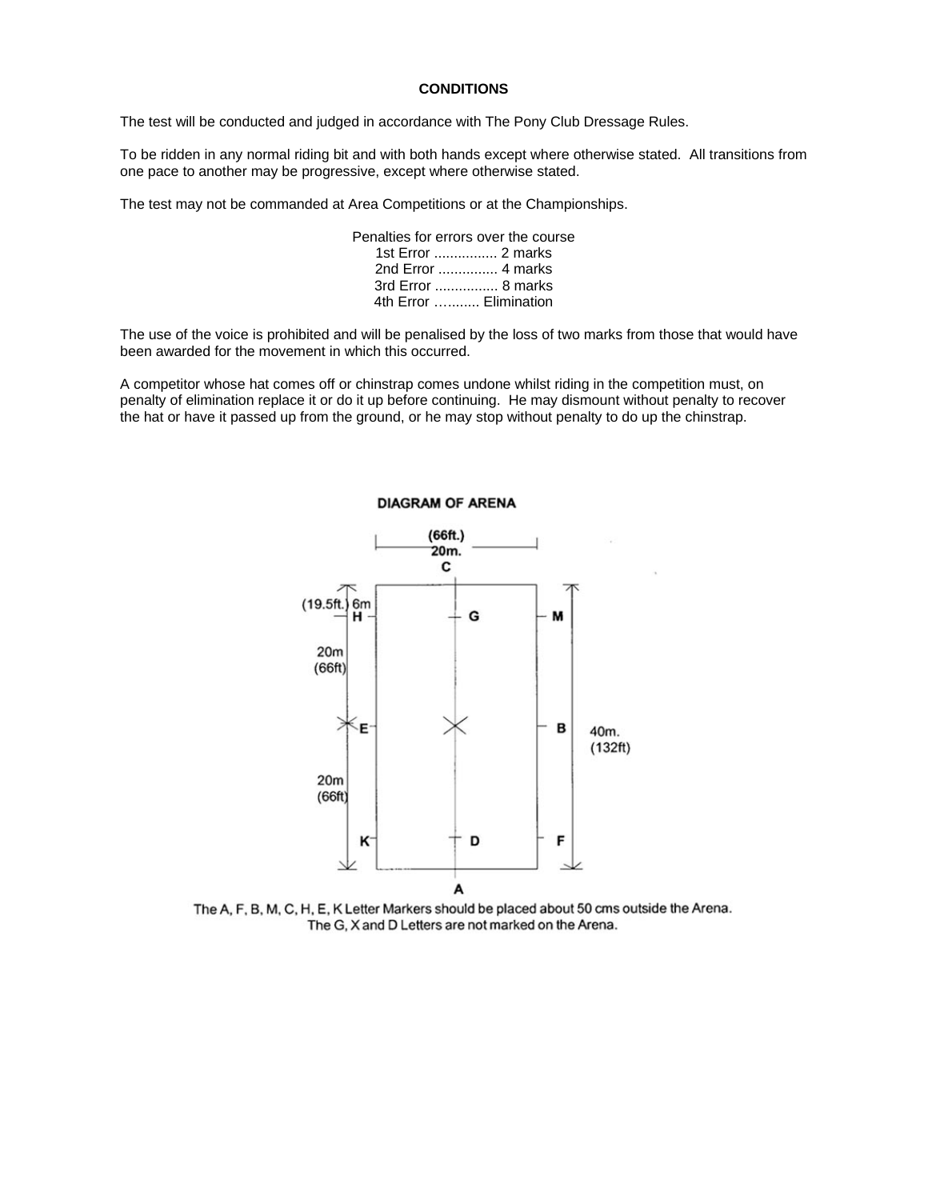**CONDITIONS**

The test will be conducted and judged in accordance with The Pony Club Dressage Rules.

To be ridden in any normal riding bit and with both hands except where otherwise stated. All transitions from one pace to another may be progressive, except where otherwise stated.

The test may not be commanded at Area Competitions or at the Championships.

Penalties for errors over the course
1st Error ................ 2 marks
2nd Error ............... 4 marks
3rd Error ................ 8 marks
4th Error …........ Elimination

The use of the voice is prohibited and will be penalised by the loss of two marks from those that would have been awarded for the movement in which this occurred.

A competitor whose hat comes off or chinstrap comes undone whilst riding in the competition must, on penalty of elimination replace it or do it up before continuing. He may dismount without penalty to recover the hat or have it passed up from the ground, or he may stop without penalty to do up the chinstrap.

**DIAGRAM OF ARENA**

(66ft.)
20m.
C
(19.5ft.) 6m
H
G
M
20m
(66ft)
E
B
40m.
(132ft)
20m
(66ft)
K
D
F
A

The A, F, B, M, C, H, E, K Letter Markers should be placed about 50 cms outside the Arena.
The G, X and D Letters are not marked on the Arena.